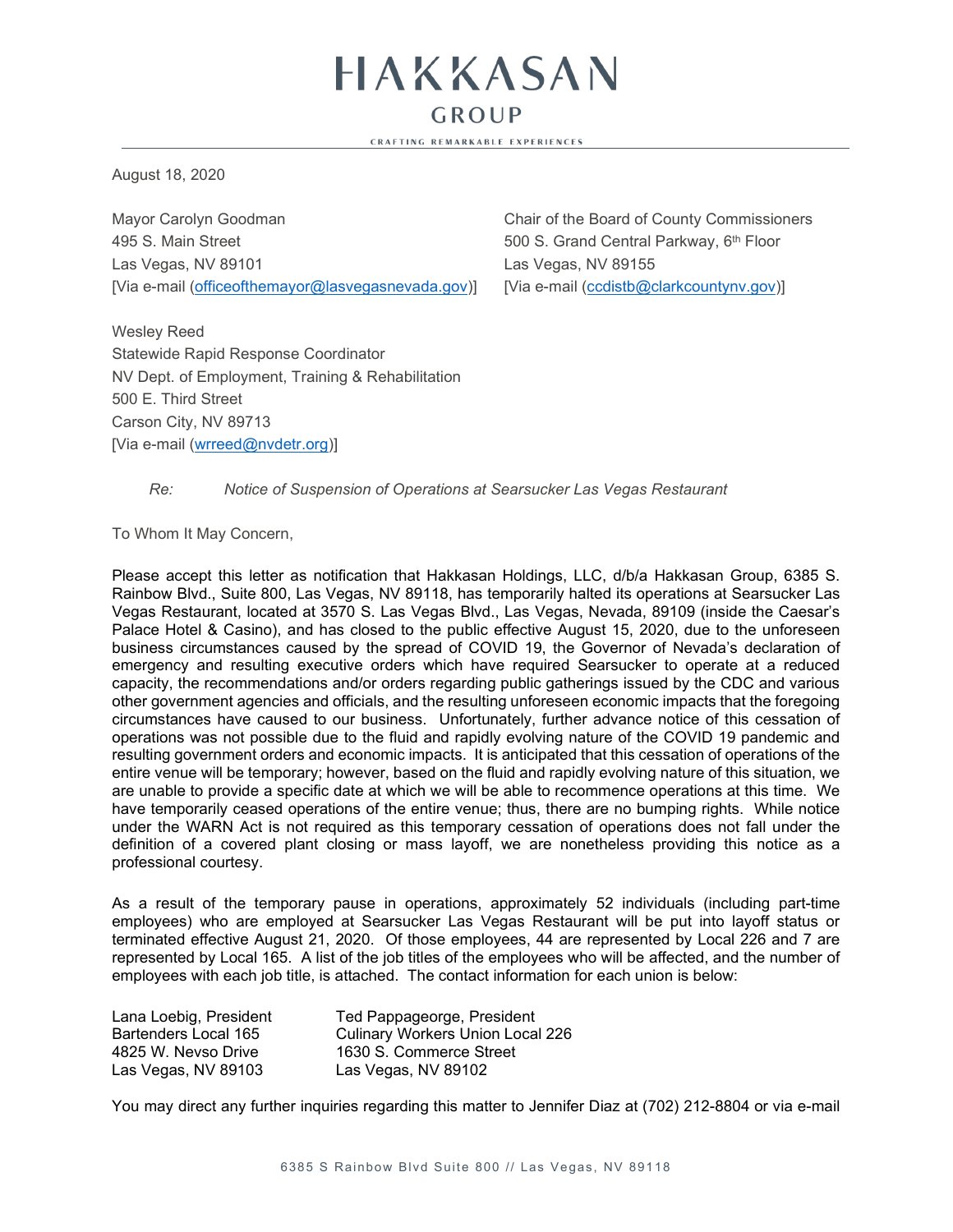# HAKKASAN GROUP

CRAFTING REMARKABLE EXPERIENCES

August 18, 2020

Mayor Carolyn Goodman
495 S. Main Street
Las Vegas, NV 89101
[Via e-mail (officeofthemayor@lasvegasnevada.gov)]

Chair of the Board of County Commissioners
500 S. Grand Central Parkway, 6th Floor
Las Vegas, NV 89155
[Via e-mail (ccdistb@clarkcountynv.gov)]

Wesley Reed
Statewide Rapid Response Coordinator
NV Dept. of Employment, Training & Rehabilitation
500 E. Third Street
Carson City, NV 89713
[Via e-mail (wrreed@nvdetr.org)]

*Re: Notice of Suspension of Operations at Searsucker Las Vegas Restaurant*

To Whom It May Concern,

Please accept this letter as notification that Hakkasan Holdings, LLC, d/b/a Hakkasan Group, 6385 S. Rainbow Blvd., Suite 800, Las Vegas, NV 89118, has temporarily halted its operations at Searsucker Las Vegas Restaurant, located at 3570 S. Las Vegas Blvd., Las Vegas, Nevada, 89109 (inside the Caesar's Palace Hotel & Casino), and has closed to the public effective August 15, 2020, due to the unforeseen business circumstances caused by the spread of COVID 19, the Governor of Nevada's declaration of emergency and resulting executive orders which have required Searsucker to operate at a reduced capacity, the recommendations and/or orders regarding public gatherings issued by the CDC and various other government agencies and officials, and the resulting unforeseen economic impacts that the foregoing circumstances have caused to our business. Unfortunately, further advance notice of this cessation of operations was not possible due to the fluid and rapidly evolving nature of the COVID 19 pandemic and resulting government orders and economic impacts. It is anticipated that this cessation of operations of the entire venue will be temporary; however, based on the fluid and rapidly evolving nature of this situation, we are unable to provide a specific date at which we will be able to recommence operations at this time. We have temporarily ceased operations of the entire venue; thus, there are no bumping rights. While notice under the WARN Act is not required as this temporary cessation of operations does not fall under the definition of a covered plant closing or mass layoff, we are nonetheless providing this notice as a professional courtesy.

As a result of the temporary pause in operations, approximately 52 individuals (including part-time employees) who are employed at Searsucker Las Vegas Restaurant will be put into layoff status or terminated effective August 21, 2020. Of those employees, 44 are represented by Local 226 and 7 are represented by Local 165. A list of the job titles of the employees who will be affected, and the number of employees with each job title, is attached. The contact information for each union is below:

Lana Loebig, President
Bartenders Local 165
4825 W. Nevso Drive
Las Vegas, NV 89103

Ted Pappageorge, President
Culinary Workers Union Local 226
1630 S. Commerce Street
Las Vegas, NV 89102

You may direct any further inquiries regarding this matter to Jennifer Diaz at (702) 212-8804 or via e-mail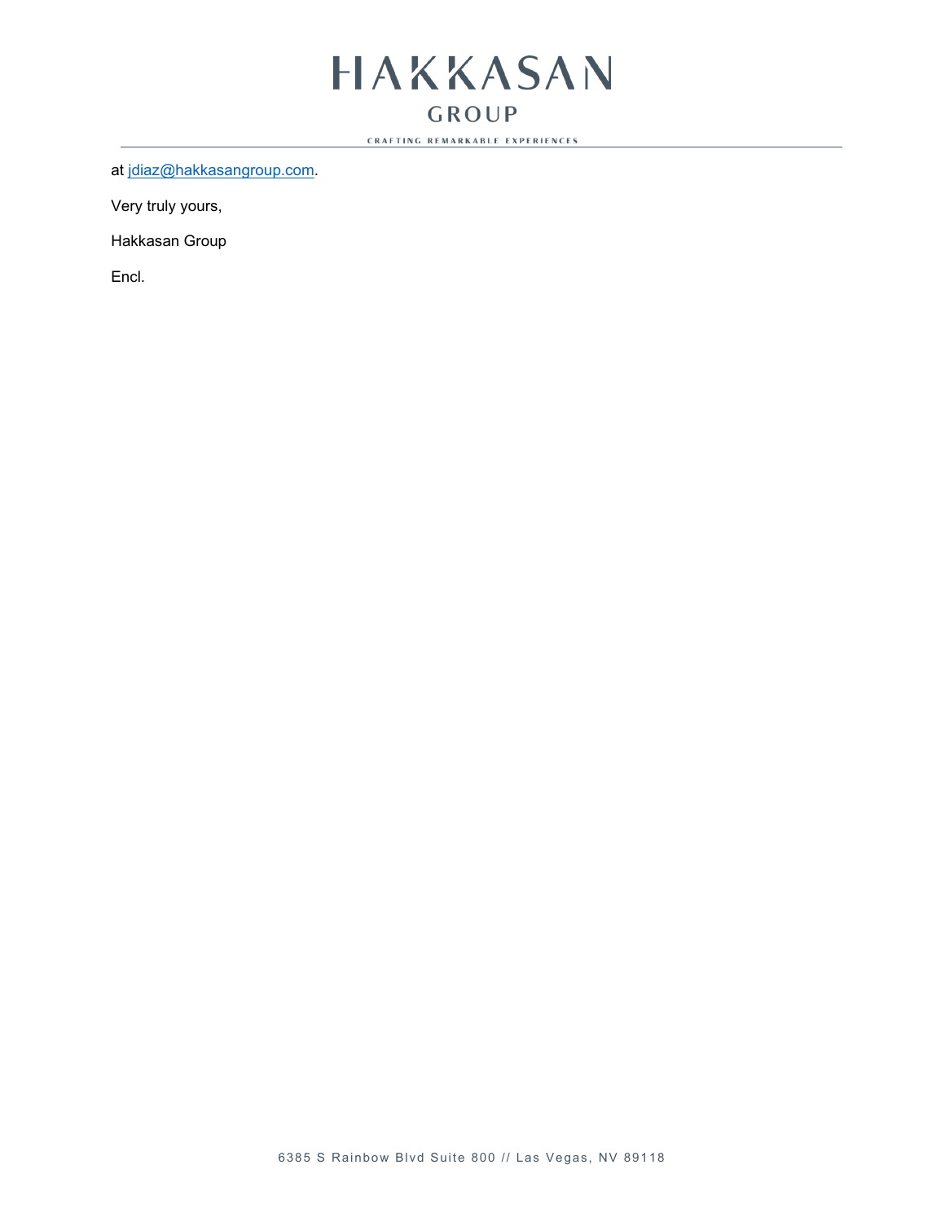at jdiaz@hakkasangroup.com.

Very truly yours,

Hakkasan Group

Encl.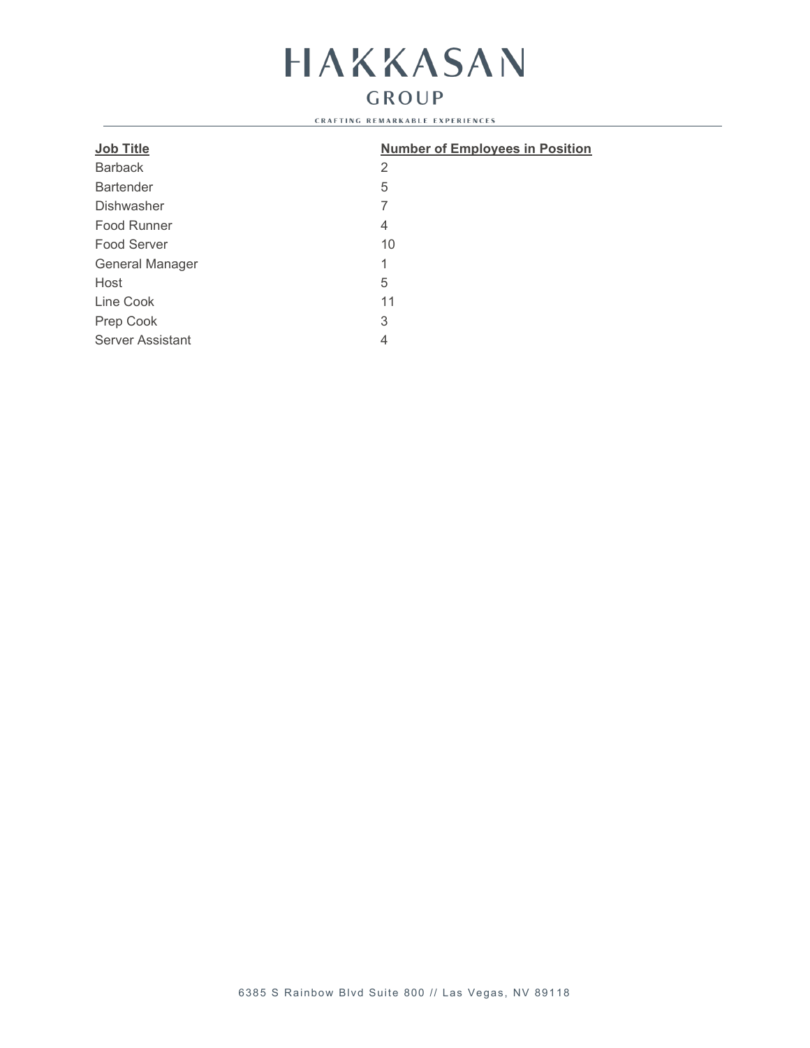# HAKKASAN

## GROUP

CRAFTING REMARKABLE EXPERIENCES

| Job Title | Number of Employees in Position |
| --- | --- |
| Barback | 2 |
| Bartender | 5 |
| Dishwasher | 7 |
| Food Runner | 4 |
| Food Server | 10 |
| General Manager | 1 |
| Host | 5 |
| Line Cook | 11 |
| Prep Cook | 3 |
| Server Assistant | 4 |

6385 S Rainbow Blvd Suite 800 // Las Vegas, NV 89118